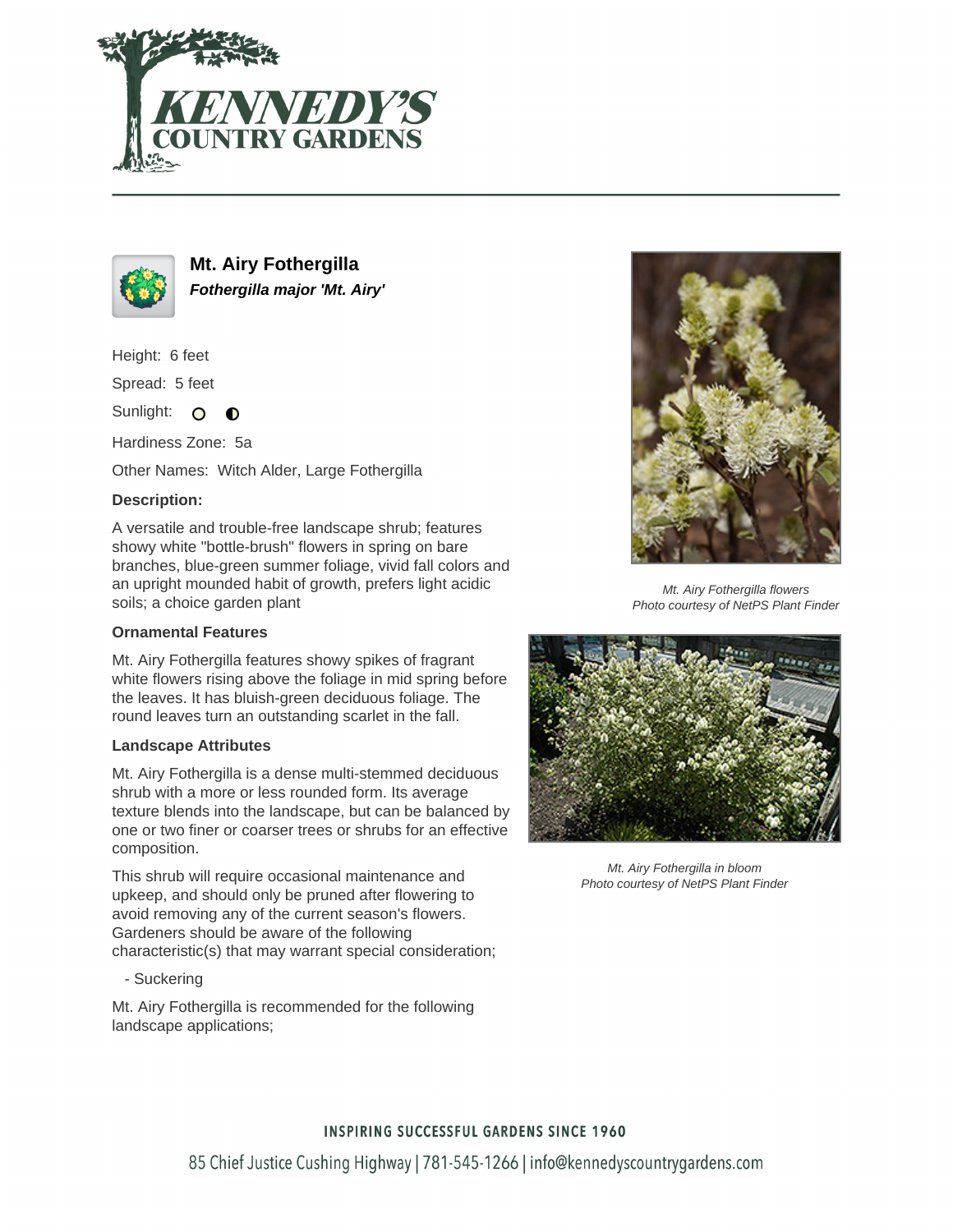# Mt. Airy Fothergilla

***Fothergilla major 'Mt. Airy'***

Height: 6 feet

Spread: 5 feet

Sunlight:

Hardiness Zone: 5a

Other Names: Witch Alder, Large Fothergilla

**Description:**

A versatile and trouble-free landscape shrub; features showy white "bottle-brush" flowers in spring on bare branches, blue-green summer foliage, vivid fall colors and an upright mounded habit of growth, prefers light acidic soils; a choice garden plant

### Ornamental Features

Mt. Airy Fothergilla features showy spikes of fragrant white flowers rising above the foliage in mid spring before the leaves. It has bluish-green deciduous foliage. The round leaves turn an outstanding scarlet in the fall.

### Landscape Attributes

Mt. Airy Fothergilla is a dense multi-stemmed deciduous shrub with a more or less rounded form. Its average texture blends into the landscape, but can be balanced by one or two finer or coarser trees or shrubs for an effective composition.

This shrub will require occasional maintenance and upkeep, and should only be pruned after flowering to avoid removing any of the current season's flowers. Gardeners should be aware of the following characteristic(s) that may warrant special consideration;

- Suckering

Mt. Airy Fothergilla is recommended for the following landscape applications;

*Mt. Airy Fothergilla flowers*
*Photo courtesy of NetPS Plant Finder*

*Mt. Airy Fothergilla in bloom*
*Photo courtesy of NetPS Plant Finder*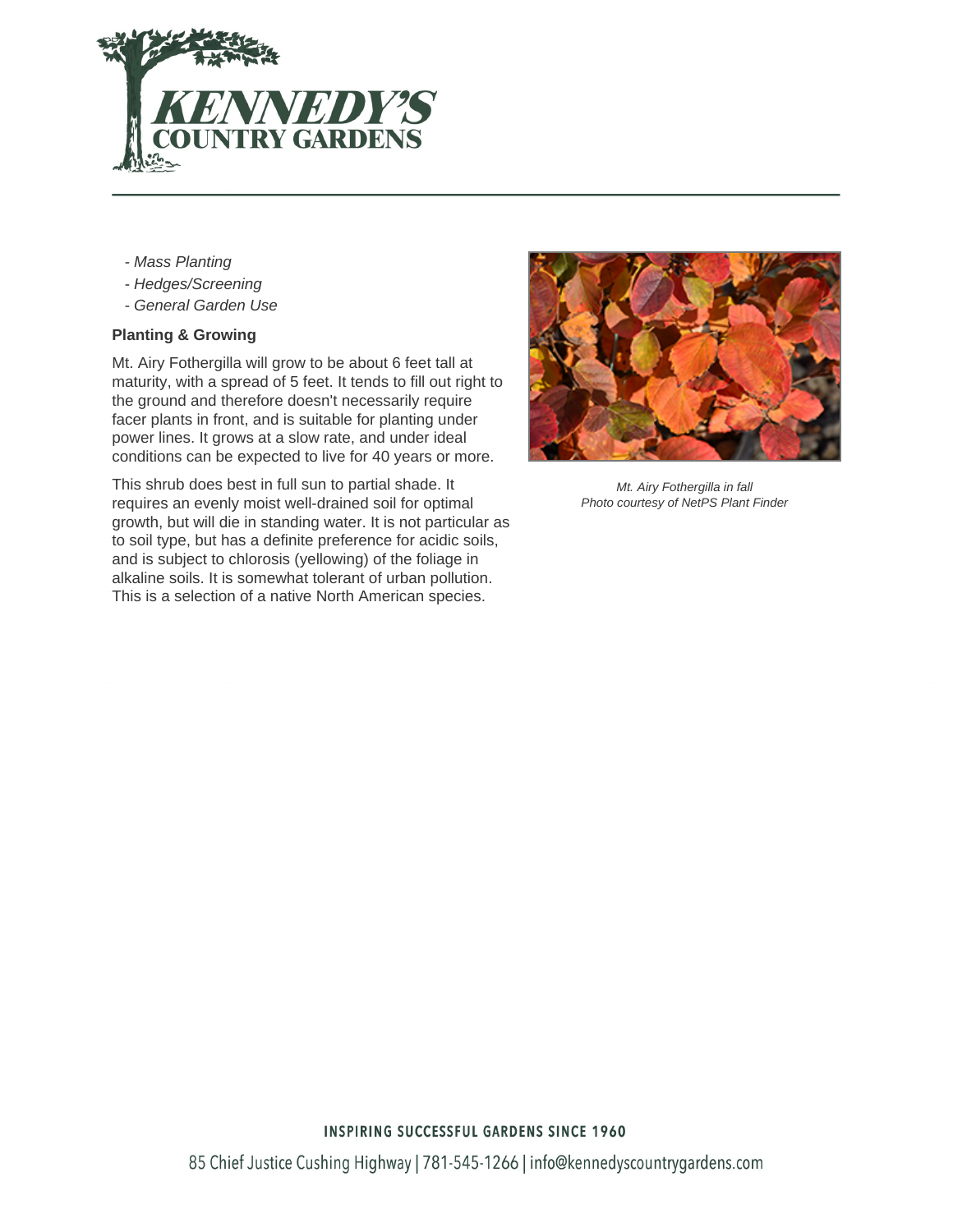- *Mass Planting*
- *Hedges/Screening*
- *General Garden Use*

**Planting & Growing**

Mt. Airy Fothergilla will grow to be about 6 feet tall at maturity, with a spread of 5 feet. It tends to fill out right to the ground and therefore doesn't necessarily require facer plants in front, and is suitable for planting under power lines. It grows at a slow rate, and under ideal conditions can be expected to live for 40 years or more.

This shrub does best in full sun to partial shade. It requires an evenly moist well-drained soil for optimal growth, but will die in standing water. It is not particular as to soil type, but has a definite preference for acidic soils, and is subject to chlorosis (yellowing) of the foliage in alkaline soils. It is somewhat tolerant of urban pollution. This is a selection of a native North American species.

*Mt. Airy Fothergilla in fall*
*Photo courtesy of NetPS Plant Finder*